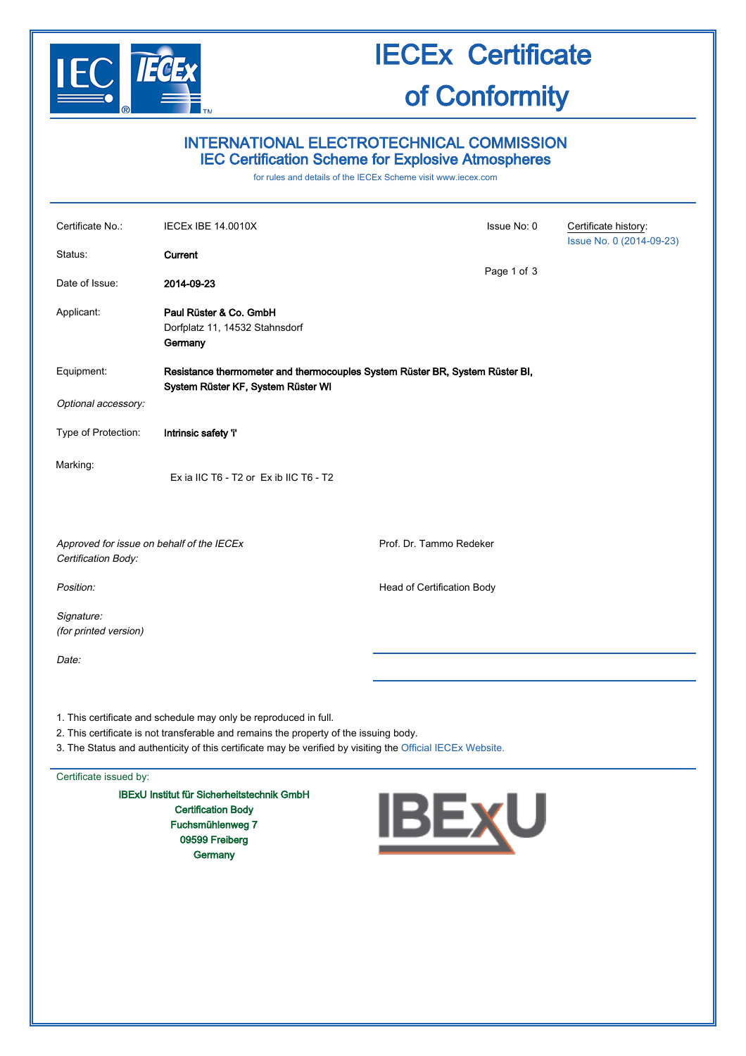# IECEx Certificate of Conformity

## INTERNATIONAL ELECTROTECHNICAL COMMISSION
## IEC Certification Scheme for Explosive Atmospheres

for rules and details of the IECEx Scheme visit www.iecex.com

| | | | |
|---|---|---|---|
| Certificate No.: | IECEx IBE 14.0010X | Issue No: 0 | Certificate history: Issue No. 0 (2014-09-23) |
| Status: | **Current** | | |
| Date of Issue: | **2014-09-23** | | |
| Applicant: | **Paul Rüster & Co. GmbH** Dorfplatz 11, 14532 Stahnsdorf **Germany** | | |
| Equipment: | **Resistance thermometer and thermocouples System Rüster BR, System Rüster BI, System Rüster KF, System Rüster WI** | | |
| *Optional accessory:* | | | |
| Type of Protection: | **Intrinsic safety 'i'** | | |
| Marking: | Ex ia IIC T6 - T2 or Ex ib IIC T6 - T2 | | |

*Approved for issue on behalf of the IECEx Certification Body:* Prof. Dr. Tammo Redeker

*Position:* Head of Certification Body

*Signature:*
*(for printed version)*

*Date:*

1. This certificate and schedule may only be reproduced in full.
2. This certificate is not transferable and remains the property of the issuing body.
3. The Status and authenticity of this certificate may be verified by visiting the Official IECEx Website.

Certificate issued by:

**IBExU Institut für Sicherheitstechnik GmbH**
**Certification Body**
**Fuchsmühlenweg 7**
**09599 Freiberg**
**Germany**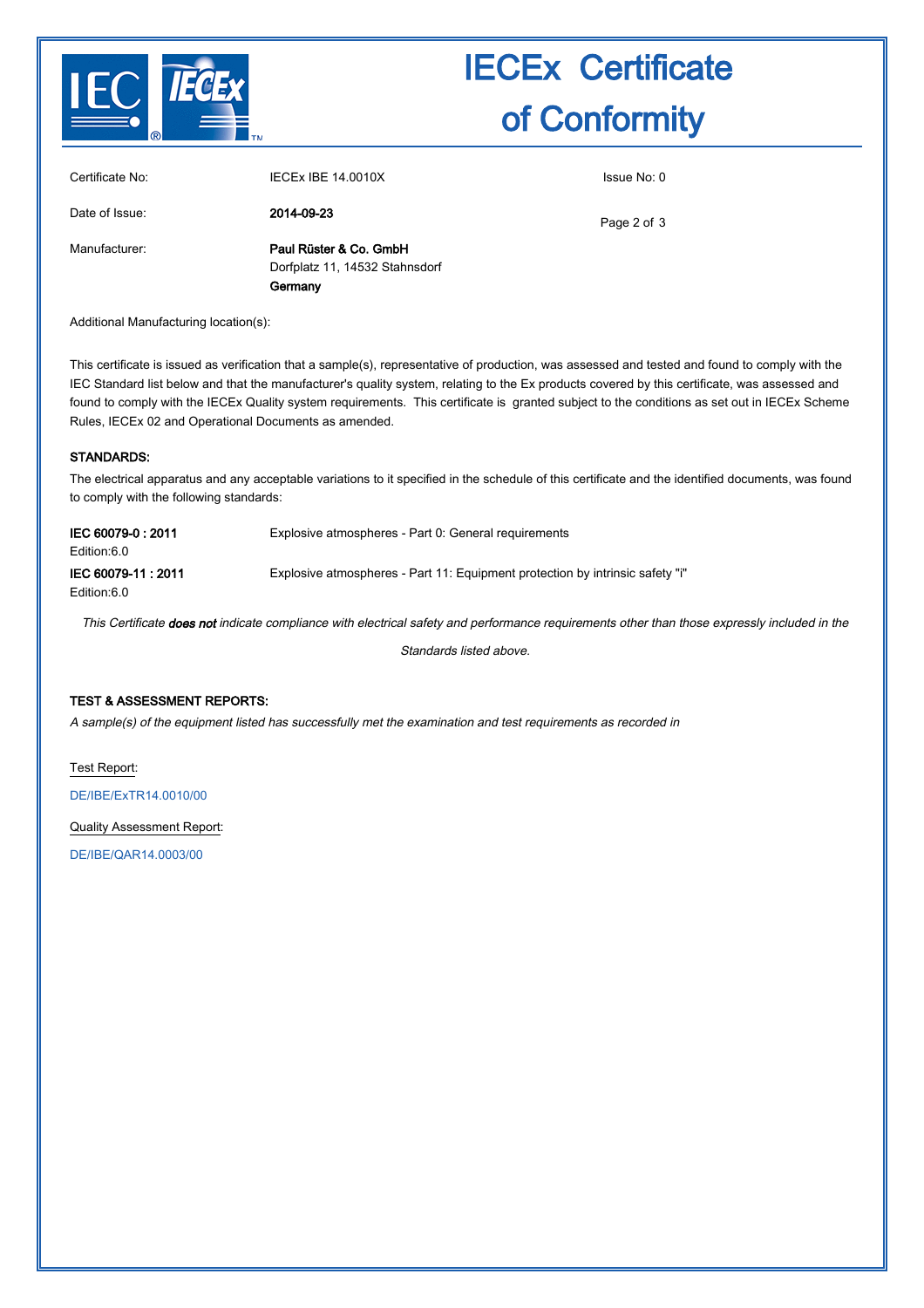# IECEx Certificate of Conformity

| | | |
|---|---|---|
| Certificate No: | IECEx IBE 14.0010X | Issue No: 0 |
| Date of Issue: | **2014-09-23** | |
| Manufacturer: | **Paul Rüster & Co. GmbH**<br>Dorfplatz 11, 14532 Stahnsdorf<br>**Germany** | |

Additional Manufacturing location(s):

This certificate is issued as verification that a sample(s), representative of production, was assessed and tested and found to comply with the IEC Standard list below and that the manufacturer's quality system, relating to the Ex products covered by this certificate, was assessed and found to comply with the IECEx Quality system requirements. This certificate is granted subject to the conditions as set out in IECEx Scheme Rules, IECEx 02 and Operational Documents as amended.

## STANDARDS:

The electrical apparatus and any acceptable variations to it specified in the schedule of this certificate and the identified documents, was found to comply with the following standards:

| | |
|---|---|
| **IEC 60079-0 : 2011**<br>Edition:6.0 | Explosive atmospheres - Part 0: General requirements |
| **IEC 60079-11 : 2011**<br>Edition:6.0 | Explosive atmospheres - Part 11: Equipment protection by intrinsic safety "i" |

*This Certificate* ***does not*** *indicate compliance with electrical safety and performance requirements other than those expressly included in the Standards listed above.*

## TEST & ASSESSMENT REPORTS:

*A sample(s) of the equipment listed has successfully met the examination and test requirements as recorded in*

Test Report:

DE/IBE/ExTR14.0010/00

Quality Assessment Report:

DE/IBE/QAR14.0003/00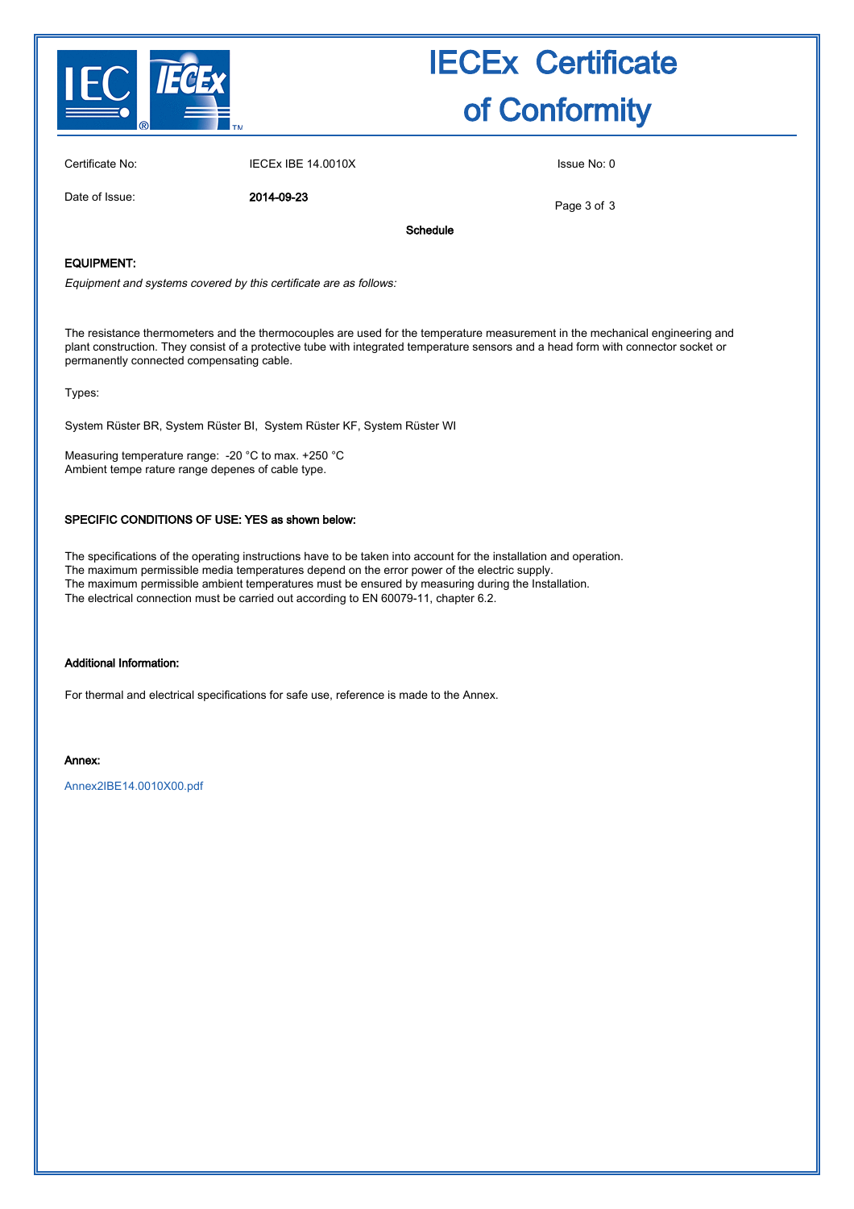# IECEx Certificate of Conformity

Certificate No: IECEx IBE 14.0010X

Issue No: 0

Date of Issue: **2014-09-23**

**Schedule**

### EQUIPMENT:

*Equipment and systems covered by this certificate are as follows:*

The resistance thermometers and the thermocouples are used for the temperature measurement in the mechanical engineering and plant construction. They consist of a protective tube with integrated temperature sensors and a head form with connector socket or permanently connected compensating cable.

Types:

System Rüster BR, System Rüster BI, System Rüster KF, System Rüster WI

Measuring temperature range: -20 °C to max. +250 °C
Ambient tempe rature range depenes of cable type.

### SPECIFIC CONDITIONS OF USE: YES as shown below:

The specifications of the operating instructions have to be taken into account for the installation and operation.
The maximum permissible media temperatures depend on the error power of the electric supply.
The maximum permissible ambient temperatures must be ensured by measuring during the Installation.
The electrical connection must be carried out according to EN 60079-11, chapter 6.2.

### Additional Information:

For thermal and electrical specifications for safe use, reference is made to the Annex.

### Annex:

Annex2IBE14.0010X00.pdf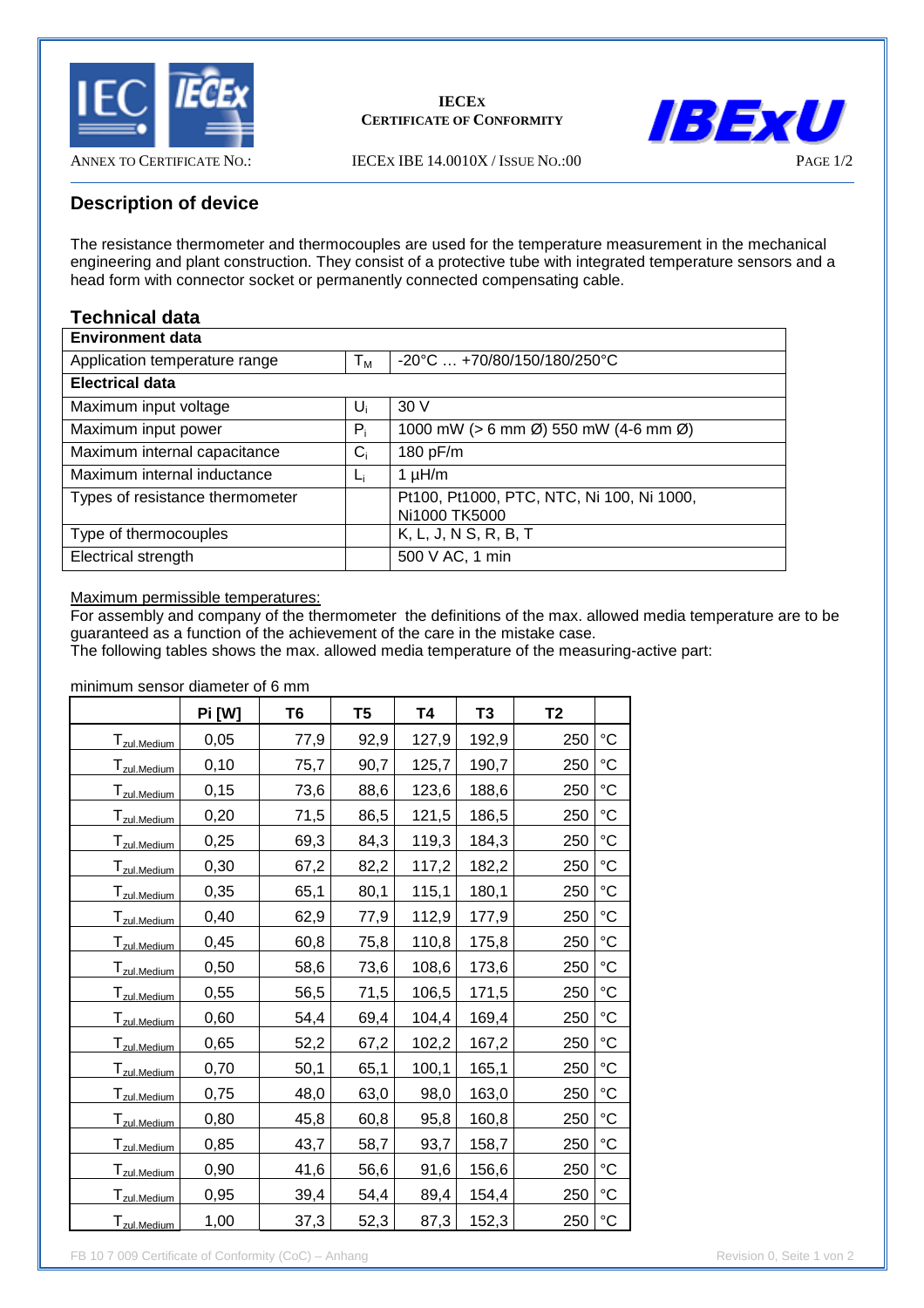IECEx
CERTIFICATE OF CONFORMITY

ANNEX TO CERTIFICATE NO.: IECEx IBE 14.0010X / ISSUE NO.:00

## Description of device

The resistance thermometer and thermocouples are used for the temperature measurement in the mechanical engineering and plant construction. They consist of a protective tube with integrated temperature sensors and a head form with connector socket or permanently connected compensating cable.

## Technical data

| **Environment data** | | |
|---|---|---|
| Application temperature range | $T_M$ | -20°C … +70/80/150/180/250°C |
| **Electrical data** | | |
| Maximum input voltage | $U_i$ | 30 V |
| Maximum input power | $P_i$ | 1000 mW (> 6 mm Ø) 550 mW (4-6 mm Ø) |
| Maximum internal capacitance | $C_i$ | 180 pF/m |
| Maximum internal inductance | $L_i$ | 1 µH/m |
| Types of resistance thermometer | | Pt100, Pt1000, PTC, NTC, Ni 100, Ni 1000, Ni1000 TK5000 |
| Type of thermocouples | | K, L, J, N S, R, B, T |
| Electrical strength | | 500 V AC, 1 min |

Maximum permissible temperatures:
For assembly and company of the thermometer the definitions of the max. allowed media temperature are to be guaranteed as a function of the achievement of the care in the mistake case.
The following tables shows the max. allowed media temperature of the measuring-active part:

minimum sensor diameter of 6 mm

| | Pi [W] | T6 | T5 | T4 | T3 | T2 | |
|---|---|---|---|---|---|---|---|
| $T_{zul.Medium}$ | 0,05 | 77,9 | 92,9 | 127,9 | 192,9 | 250 | °C |
| $T_{zul.Medium}$ | 0,10 | 75,7 | 90,7 | 125,7 | 190,7 | 250 | °C |
| $T_{zul.Medium}$ | 0,15 | 73,6 | 88,6 | 123,6 | 188,6 | 250 | °C |
| $T_{zul.Medium}$ | 0,20 | 71,5 | 86,5 | 121,5 | 186,5 | 250 | °C |
| $T_{zul.Medium}$ | 0,25 | 69,3 | 84,3 | 119,3 | 184,3 | 250 | °C |
| $T_{zul.Medium}$ | 0,30 | 67,2 | 82,2 | 117,2 | 182,2 | 250 | °C |
| $T_{zul.Medium}$ | 0,35 | 65,1 | 80,1 | 115,1 | 180,1 | 250 | °C |
| $T_{zul.Medium}$ | 0,40 | 62,9 | 77,9 | 112,9 | 177,9 | 250 | °C |
| $T_{zul.Medium}$ | 0,45 | 60,8 | 75,8 | 110,8 | 175,8 | 250 | °C |
| $T_{zul.Medium}$ | 0,50 | 58,6 | 73,6 | 108,6 | 173,6 | 250 | °C |
| $T_{zul.Medium}$ | 0,55 | 56,5 | 71,5 | 106,5 | 171,5 | 250 | °C |
| $T_{zul.Medium}$ | 0,60 | 54,4 | 69,4 | 104,4 | 169,4 | 250 | °C |
| $T_{zul.Medium}$ | 0,65 | 52,2 | 67,2 | 102,2 | 167,2 | 250 | °C |
| $T_{zul.Medium}$ | 0,70 | 50,1 | 65,1 | 100,1 | 165,1 | 250 | °C |
| $T_{zul.Medium}$ | 0,75 | 48,0 | 63,0 | 98,0 | 163,0 | 250 | °C |
| $T_{zul.Medium}$ | 0,80 | 45,8 | 60,8 | 95,8 | 160,8 | 250 | °C |
| $T_{zul.Medium}$ | 0,85 | 43,7 | 58,7 | 93,7 | 158,7 | 250 | °C |
| $T_{zul.Medium}$ | 0,90 | 41,6 | 56,6 | 91,6 | 156,6 | 250 | °C |
| $T_{zul.Medium}$ | 0,95 | 39,4 | 54,4 | 89,4 | 154,4 | 250 | °C |
| $T_{zul.Medium}$ | 1,00 | 37,3 | 52,3 | 87,3 | 152,3 | 250 | °C |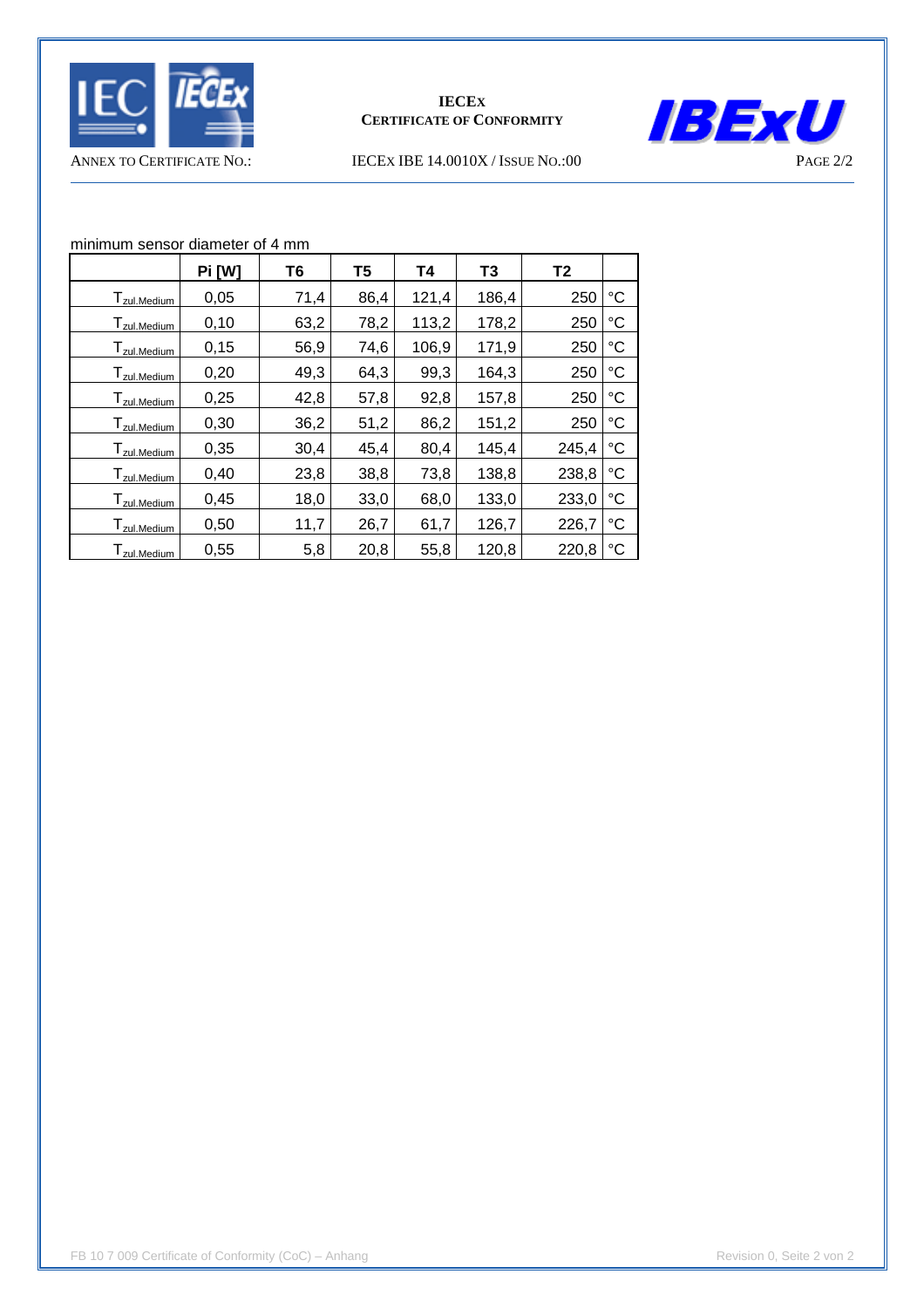minimum sensor diameter of 4 mm

| | Pi [W] | T6 | T5 | T4 | T3 | T2 | |
|---|---|---|---|---|---|---|---|
| $T_{zul.Medium}$ | 0,05 | 71,4 | 86,4 | 121,4 | 186,4 | 250 | °C |
| $T_{zul.Medium}$ | 0,10 | 63,2 | 78,2 | 113,2 | 178,2 | 250 | °C |
| $T_{zul.Medium}$ | 0,15 | 56,9 | 74,6 | 106,9 | 171,9 | 250 | °C |
| $T_{zul.Medium}$ | 0,20 | 49,3 | 64,3 | 99,3 | 164,3 | 250 | °C |
| $T_{zul.Medium}$ | 0,25 | 42,8 | 57,8 | 92,8 | 157,8 | 250 | °C |
| $T_{zul.Medium}$ | 0,30 | 36,2 | 51,2 | 86,2 | 151,2 | 250 | °C |
| $T_{zul.Medium}$ | 0,35 | 30,4 | 45,4 | 80,4 | 145,4 | 245,4 | °C |
| $T_{zul.Medium}$ | 0,40 | 23,8 | 38,8 | 73,8 | 138,8 | 238,8 | °C |
| $T_{zul.Medium}$ | 0,45 | 18,0 | 33,0 | 68,0 | 133,0 | 233,0 | °C |
| $T_{zul.Medium}$ | 0,50 | 11,7 | 26,7 | 61,7 | 126,7 | 226,7 | °C |
| $T_{zul.Medium}$ | 0,55 | 5,8 | 20,8 | 55,8 | 120,8 | 220,8 | °C |